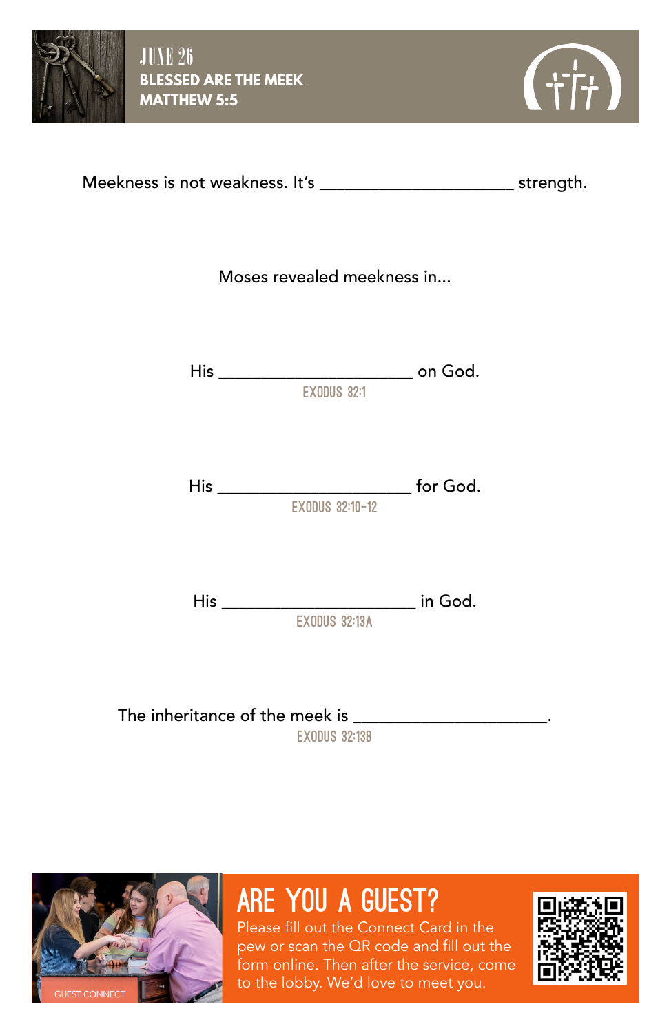# JUNE 26

**BLESSED ARE THE MEEK**
**MATTHEW 5:5**

Meekness is not weakness. It's ______________________ strength.

Moses revealed meekness in...

His ______________________ on God.
EXODUS 32:1

His ______________________ for God.
EXODUS 32:10-12

His ______________________ in God.
EXODUS 32:13A

The inheritance of the meek is ______________________.
EXODUS 32:13B

GUEST CONNECT

## ARE YOU A GUEST?

Please fill out the Connect Card in the pew or scan the QR code and fill out the form online. Then after the service, come to the lobby. We'd love to meet you.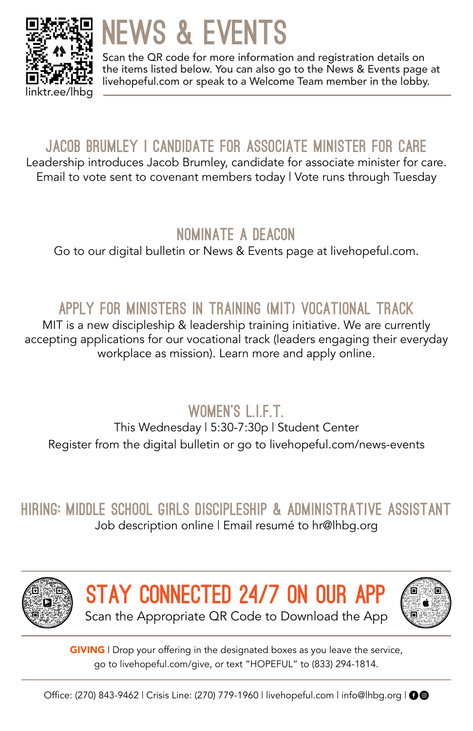linktr.ee/lhbg

# NEWS & EVENTS

Scan the QR code for more information and registration details on the items listed below. You can also go to the News & Events page at livehopeful.com or speak to a Welcome Team member in the lobby.

## JACOB BRUMLEY | CANDIDATE FOR ASSOCIATE MINISTER FOR CARE

Leadership introduces Jacob Brumley, candidate for associate minister for care.
Email to vote sent to covenant members today | Vote runs through Tuesday

## NOMINATE A DEACON

Go to our digital bulletin or News & Events page at livehopeful.com.

## APPLY FOR MINISTERS IN TRAINING (MIT) VOCATIONAL TRACK

MIT is a new discipleship & leadership training initiative. We are currently accepting applications for our vocational track (leaders engaging their everyday workplace as mission). Learn more and apply online.

## WOMEN'S L.I.F.T.

This Wednesday | 5:30-7:30p | Student Center
Register from the digital bulletin or go to livehopeful.com/news-events

## HIRING: MIDDLE SCHOOL GIRLS DISCIPLESHIP & ADMINISTRATIVE ASSISTANT

Job description online | Email resumé to hr@lhbg.org

## STAY CONNECTED 24/7 ON OUR APP

Scan the Appropriate QR Code to Download the App

**GIVING** | Drop your offering in the designated boxes as you leave the service, go to livehopeful.com/give, or text "HOPEFUL" to (833) 294-1814.

Office: (270) 843-9462 | Crisis Line: (270) 779-1960 | livehopeful.com | info@lhbg.org |